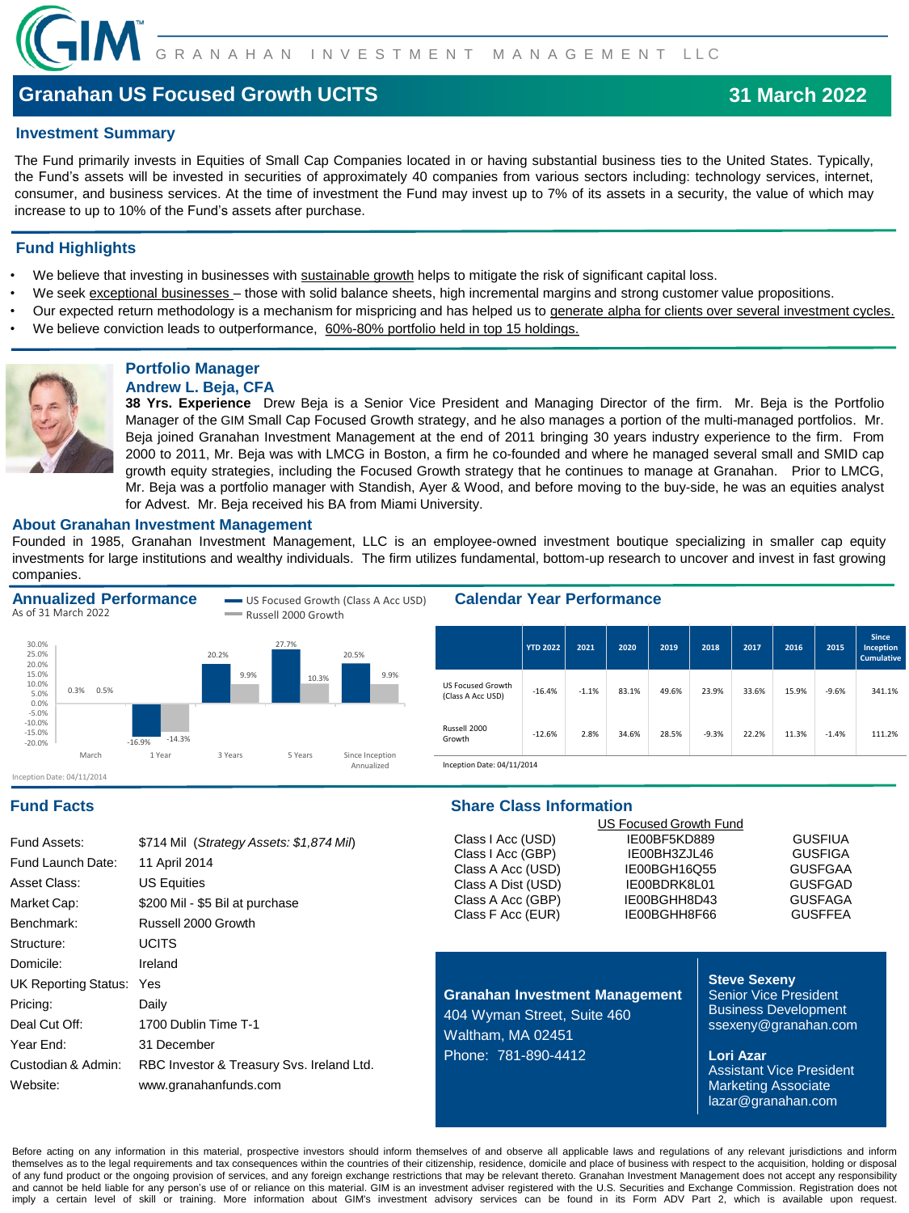GIM GRANAHAN INVESTMENT MANAGEMENT LLC

# Granahan US Focused Growth UCITS

**31 March 2022**

## Investment Summary

The Fund primarily invests in Equities of Small Cap Companies located in or having substantial business ties to the United States. Typically, the Fund's assets will be invested in securities of approximately 40 companies from various sectors including: technology services, internet, consumer, and business services. At the time of investment the Fund may invest up to 7% of its assets in a security, the value of which may increase to up to 10% of the Fund's assets after purchase.

## Fund Highlights

- We believe that investing in businesses with sustainable growth helps to mitigate the risk of significant capital loss.
- We seek exceptional businesses – those with solid balance sheets, high incremental margins and strong customer value propositions.
- Our expected return methodology is a mechanism for mispricing and has helped us to generate alpha for clients over several investment cycles.
- We believe conviction leads to outperformance, 60%-80% portfolio held in top 15 holdings.

## Portfolio Manager

### Andrew L. Beja, CFA

**38 Yrs. Experience** Drew Beja is a Senior Vice President and Managing Director of the firm. Mr. Beja is the Portfolio Manager of the GIM Small Cap Focused Growth strategy, and he also manages a portion of the multi-managed portfolios. Mr. Beja joined Granahan Investment Management at the end of 2011 bringing 30 years industry experience to the firm. From 2000 to 2011, Mr. Beja was with LMCG in Boston, a firm he co-founded and where he managed several small and SMID cap growth equity strategies, including the Focused Growth strategy that he continues to manage at Granahan. Prior to LMCG, Mr. Beja was a portfolio manager with Standish, Ayer & Wood, and before moving to the buy-side, he was an equities analyst for Advest. Mr. Beja received his BA from Miami University.

## About Granahan Investment Management

Founded in 1985, Granahan Investment Management, LLC is an employee-owned investment boutique specializing in smaller cap equity investments for large institutions and wealthy individuals. The firm utilizes fundamental, bottom-up research to uncover and invest in fast growing companies.

## Annualized Performance

As of 31 March 2022

| | March | 1 Year | 3 Years | 5 Years | Since Inception Annualized |
|---|---|---|---|---|---|
| US Focused Growth (Class A Acc USD) | 0.3% | -16.9% | 20.2% | 27.7% | 20.5% |
| Russell 2000 Growth | 0.5% | -14.3% | 9.9% | 10.3% | 9.9% |

Inception Date: 04/11/2014

## Calendar Year Performance

| | YTD 2022 | 2021 | 2020 | 2019 | 2018 | 2017 | 2016 | 2015 | Since Inception Cumulative |
|---|---|---|---|---|---|---|---|---|---|
| US Focused Growth (Class A Acc USD) | -16.4% | -1.1% | 83.1% | 49.6% | 23.9% | 33.6% | 15.9% | -9.6% | 341.1% |
| Russell 2000 Growth | -12.6% | 2.8% | 34.6% | 28.5% | -9.3% | 22.2% | 11.3% | -1.4% | 111.2% |

Inception Date: 04/11/2014

## Fund Facts

| | |
|---|---|
| Fund Assets: | $714 Mil (*Strategy Assets: $1,874 Mil*) |
| Fund Launch Date: | 11 April 2014 |
| Asset Class: | US Equities |
| Market Cap: | $200 Mil - $5 Bil at purchase |
| Benchmark: | Russell 2000 Growth |
| Structure: | UCITS |
| Domicile: | Ireland |
| UK Reporting Status: | Yes |
| Pricing: | Daily |
| Deal Cut Off: | 1700 Dublin Time T-1 |
| Year End: | 31 December |
| Custodian & Admin: | RBC Investor & Treasury Svs. Ireland Ltd. |
| Website: | www.granahanfunds.com |

## Share Class Information

| | US Focused Growth Fund | |
|---|---|---|
| Class I Acc (USD) | IE00BF5KD889 | GUSFIUA |
| Class I Acc (GBP) | IE00BH3ZJL46 | GUSFIGA |
| Class A Acc (USD) | IE00BGH16Q55 | GUSFGAA |
| Class A Dist (USD) | IE00BDRK8L01 | GUSFGAD |
| Class A Acc (GBP) | IE00BGHH8D43 | GUSFAGA |
| Class F Acc (EUR) | IE00BGHH8F66 | GUSFFEA |

**Granahan Investment Management**
404 Wyman Street, Suite 460
Waltham, MA 02451
Phone: 781-890-4412

**Steve Sexeny**
Senior Vice President
Business Development
ssexeny@granahan.com

**Lori Azar**
Assistant Vice President
Marketing Associate
lazar@granahan.com

Before acting on any information in this material, prospective investors should inform themselves of and observe all applicable laws and regulations of any relevant jurisdictions and inform themselves as to the legal requirements and tax consequences within the countries of their citizenship, residence, domicile and place of business with respect to the acquisition, holding or disposal of any fund product or the ongoing provision of services, and any foreign exchange restrictions that may be relevant thereto. Granahan Investment Management does not accept any responsibility and cannot be held liable for any person's use of or reliance on this material. GIM is an investment adviser registered with the U.S. Securities and Exchange Commission. Registration does not imply a certain level of skill or training. More information about GIM's investment advisory services can be found in its Form ADV Part 2, which is available upon request.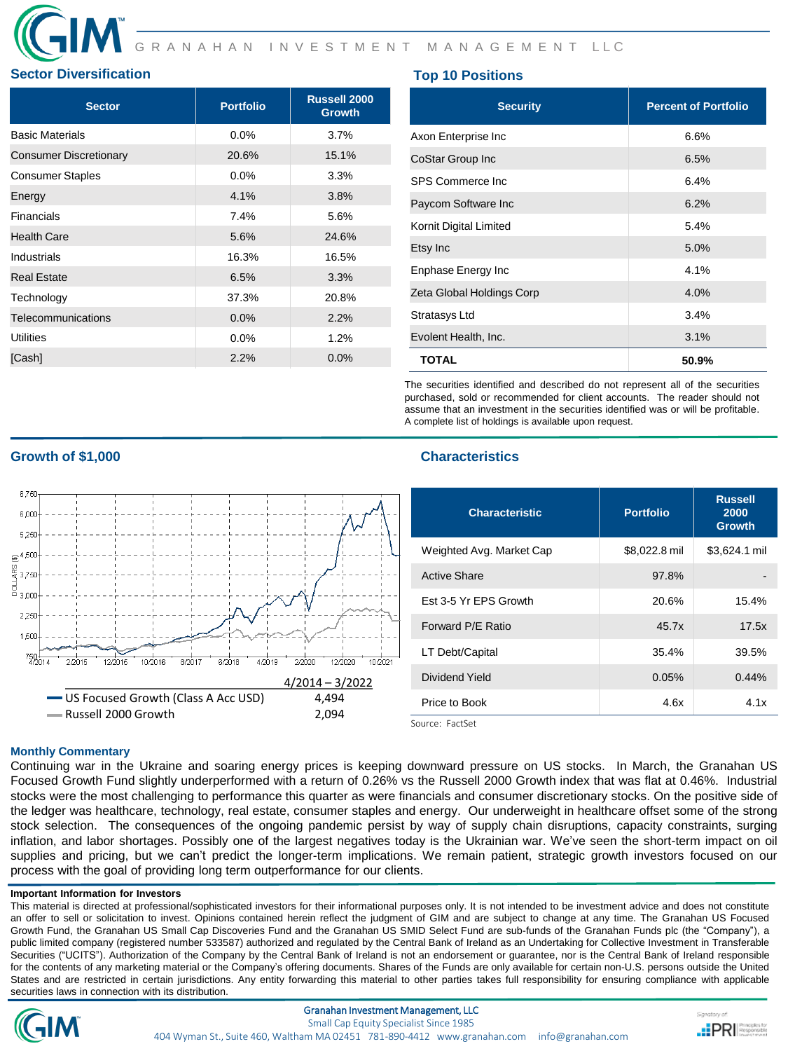GRANAHAN INVESTMENT MANAGEMENT LLC

## Sector Diversification

| Sector | Portfolio | Russell 2000 Growth |
|---|---|---|
| Basic Materials | 0.0% | 3.7% |
| Consumer Discretionary | 20.6% | 15.1% |
| Consumer Staples | 0.0% | 3.3% |
| Energy | 4.1% | 3.8% |
| Financials | 7.4% | 5.6% |
| Health Care | 5.6% | 24.6% |
| Industrials | 16.3% | 16.5% |
| Real Estate | 6.5% | 3.3% |
| Technology | 37.3% | 20.8% |
| Telecommunications | 0.0% | 2.2% |
| Utilities | 0.0% | 1.2% |
| [Cash] | 2.2% | 0.0% |

## Top 10 Positions

| Security | Percent of Portfolio |
|---|---|
| Axon Enterprise Inc | 6.6% |
| CoStar Group Inc | 6.5% |
| SPS Commerce Inc | 6.4% |
| Paycom Software Inc | 6.2% |
| Kornit Digital Limited | 5.4% |
| Etsy Inc | 5.0% |
| Enphase Energy Inc | 4.1% |
| Zeta Global Holdings Corp | 4.0% |
| Stratasys Ltd | 3.4% |
| Evolent Health, Inc. | 3.1% |
| **TOTAL** | **50.9%** |

The securities identified and described do not represent all of the securities purchased, sold or recommended for client accounts. The reader should not assume that an investment in the securities identified was or will be profitable. A complete list of holdings is available upon request.

## Growth of $1,000

DOLLARS ($)

6,750
6,000
5,250
4,500
3,750
3,000
2,250
1,500
750

4/2014 2/2015 12/2015 10/2016 8/2017 6/2018 4/2019 2/2020 12/2020 10/2021

4/2014 – 3/2022
US Focused Growth (Class A Acc USD) 4,494
Russell 2000 Growth 2,094

## Characteristics

| Characteristic | Portfolio | Russell 2000 Growth |
|---|---|---|
| Weighted Avg. Market Cap | $8,022.8 mil | $3,624.1 mil |
| Active Share | 97.8% | - |
| Est 3-5 Yr EPS Growth | 20.6% | 15.4% |
| Forward P/E Ratio | 45.7x | 17.5x |
| LT Debt/Capital | 35.4% | 39.5% |
| Dividend Yield | 0.05% | 0.44% |
| Price to Book | 4.6x | 4.1x |

Source: FactSet

## Monthly Commentary

Continuing war in the Ukraine and soaring energy prices is keeping downward pressure on US stocks. In March, the Granahan US Focused Growth Fund slightly underperformed with a return of 0.26% vs the Russell 2000 Growth index that was flat at 0.46%. Industrial stocks were the most challenging to performance this quarter as were financials and consumer discretionary stocks. On the positive side of the ledger was healthcare, technology, real estate, consumer staples and energy. Our underweight in healthcare offset some of the strong stock selection. The consequences of the ongoing pandemic persist by way of supply chain disruptions, capacity constraints, surging inflation, and labor shortages. Possibly one of the largest negatives today is the Ukrainian war. We've seen the short-term impact on oil supplies and pricing, but we can't predict the longer-term implications. We remain patient, strategic growth investors focused on our process with the goal of providing long term outperformance for our clients.

**Important Information for Investors**

This material is directed at professional/sophisticated investors for their informational purposes only. It is not intended to be investment advice and does not constitute an offer to sell or solicitation to invest. Opinions contained herein reflect the judgment of GIM and are subject to change at any time. The Granahan US Focused Growth Fund, the Granahan US Small Cap Discoveries Fund and the Granahan US SMID Select Fund are sub-funds of the Granahan Funds plc (the "Company"), a public limited company (registered number 533587) authorized and regulated by the Central Bank of Ireland as an Undertaking for Collective Investment in Transferable Securities ("UCITS"). Authorization of the Company by the Central Bank of Ireland is not an endorsement or guarantee, nor is the Central Bank of Ireland responsible for the contents of any marketing material or the Company's offering documents. Shares of the Funds are only available for certain non-U.S. persons outside the United States and are restricted in certain jurisdictions. Any entity forwarding this material to other parties takes full responsibility for ensuring compliance with applicable securities laws in connection with its distribution.

Granahan Investment Management, LLC
Small Cap Equity Specialist Since 1985
404 Wyman St., Suite 460, Waltham MA 02451 781-890-4412 www.granahan.com info@granahan.com

Signatory of PRI Principles for Responsible Investment